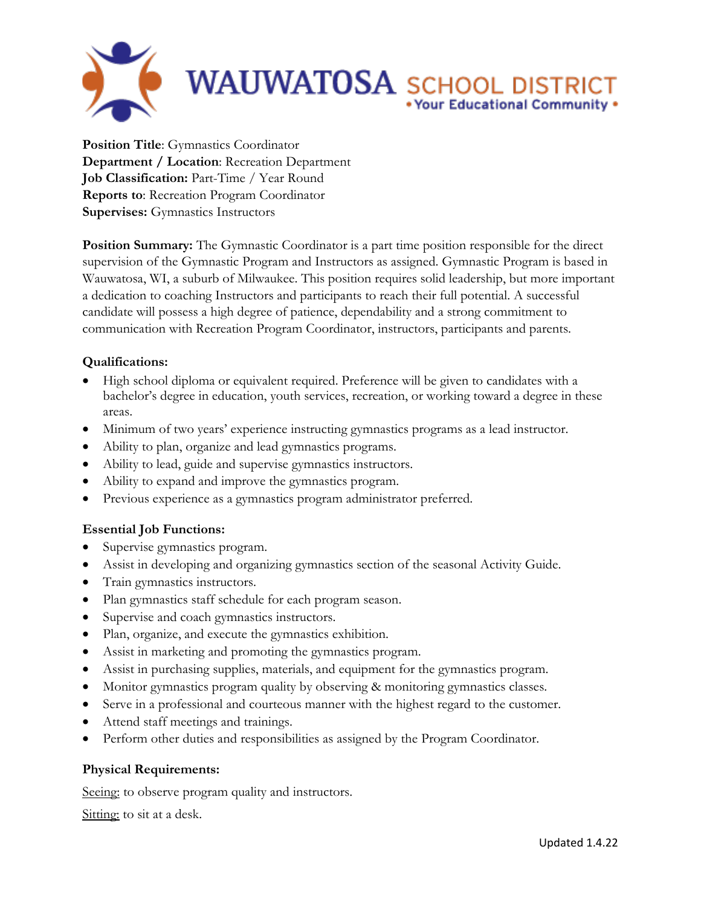WAUWATOSA SCHOOL DISTRICT
• Your Educational Community •

**Position Title**: Gymnastics Coordinator
**Department / Location**: Recreation Department
**Job Classification:** Part-Time / Year Round
**Reports to**: Recreation Program Coordinator
**Supervises:** Gymnastics Instructors

**Position Summary:** The Gymnastic Coordinator is a part time position responsible for the direct supervision of the Gymnastic Program and Instructors as assigned. Gymnastic Program is based in Wauwatosa, WI, a suburb of Milwaukee. This position requires solid leadership, but more important a dedication to coaching Instructors and participants to reach their full potential. A successful candidate will possess a high degree of patience, dependability and a strong commitment to communication with Recreation Program Coordinator, instructors, participants and parents.

**Qualifications:**

- High school diploma or equivalent required. Preference will be given to candidates with a bachelor's degree in education, youth services, recreation, or working toward a degree in these areas.
- Minimum of two years' experience instructing gymnastics programs as a lead instructor.
- Ability to plan, organize and lead gymnastics programs.
- Ability to lead, guide and supervise gymnastics instructors.
- Ability to expand and improve the gymnastics program.
- Previous experience as a gymnastics program administrator preferred.

**Essential Job Functions:**

- Supervise gymnastics program.
- Assist in developing and organizing gymnastics section of the seasonal Activity Guide.
- Train gymnastics instructors.
- Plan gymnastics staff schedule for each program season.
- Supervise and coach gymnastics instructors.
- Plan, organize, and execute the gymnastics exhibition.
- Assist in marketing and promoting the gymnastics program.
- Assist in purchasing supplies, materials, and equipment for the gymnastics program.
- Monitor gymnastics program quality by observing & monitoring gymnastics classes.
- Serve in a professional and courteous manner with the highest regard to the customer.
- Attend staff meetings and trainings.
- Perform other duties and responsibilities as assigned by the Program Coordinator.

**Physical Requirements:**

Seeing: to observe program quality and instructors.

Sitting: to sit at a desk.

Updated 1.4.22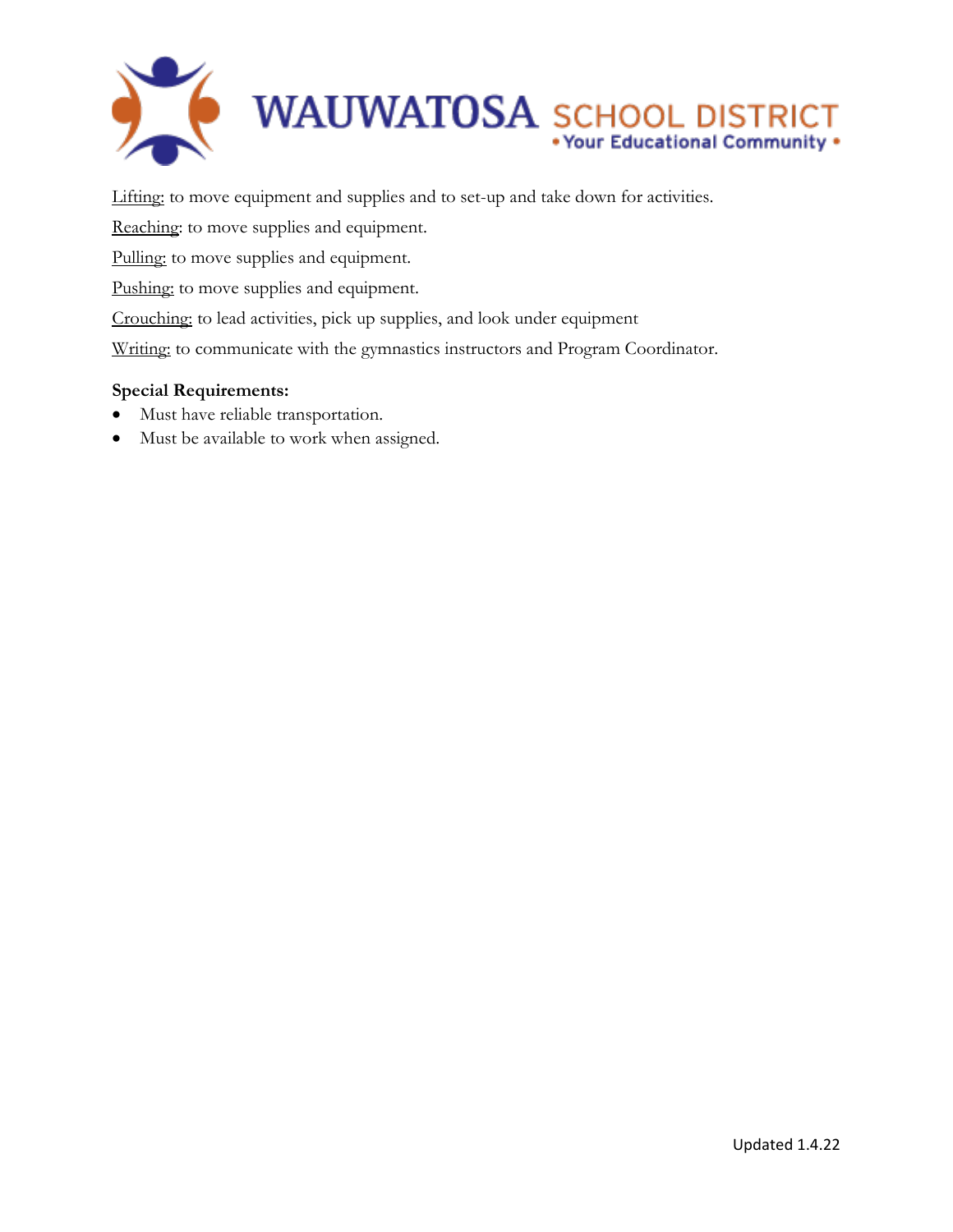<u>Lifting:</u> to move equipment and supplies and to set-up and take down for activities.

<u>Reaching</u>: to move supplies and equipment.

<u>Pulling:</u> to move supplies and equipment.

<u>Pushing:</u> to move supplies and equipment.

<u>Crouching:</u> to lead activities, pick up supplies, and look under equipment

<u>Writing:</u> to communicate with the gymnastics instructors and Program Coordinator.

**Special Requirements:**

- Must have reliable transportation.
- Must be available to work when assigned.

Updated 1.4.22